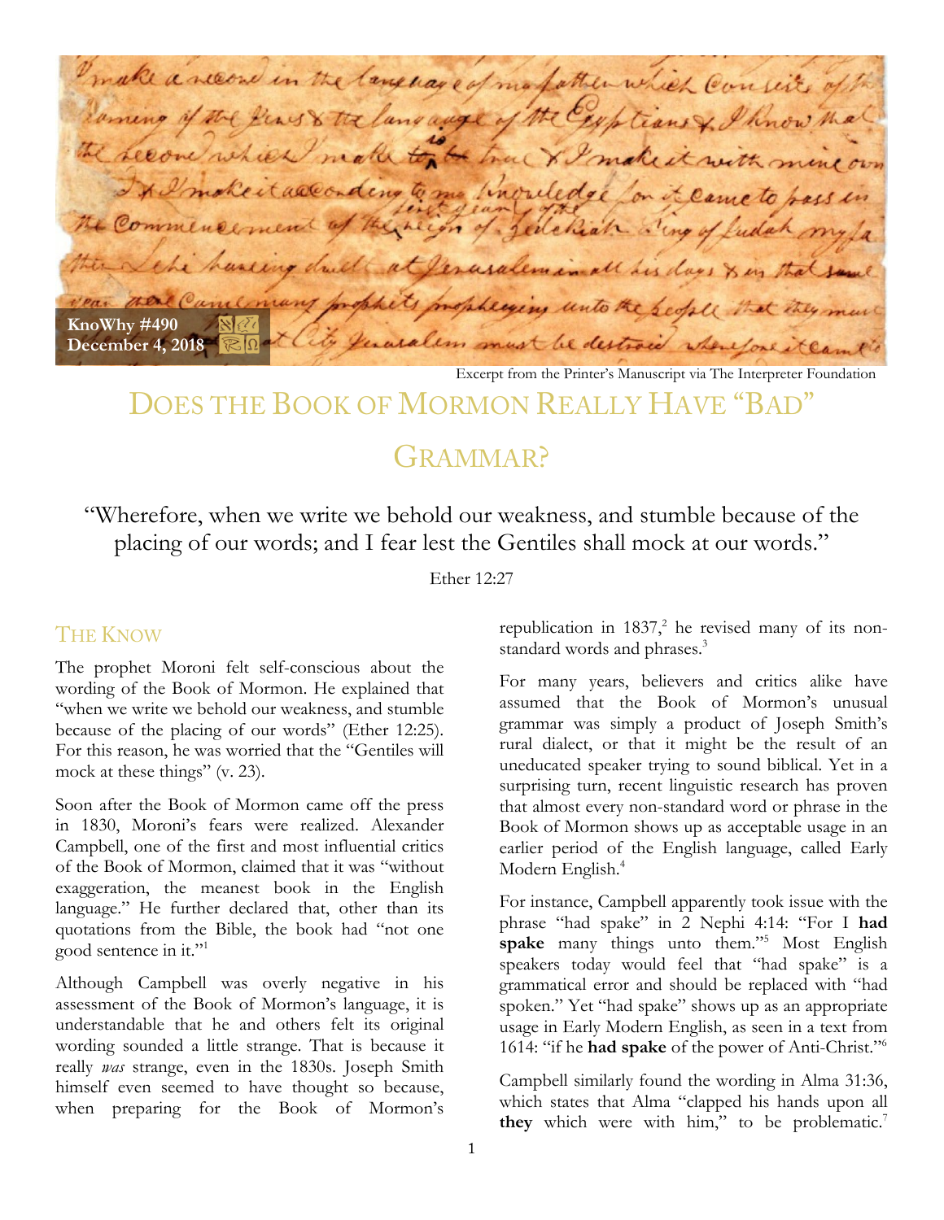KnoWhy #490
December 4, 2018

Excerpt from the Printer's Manuscript via The Interpreter Foundation

# Does the Book of Mormon Really Have "Bad" Grammar?

"Wherefore, when we write we behold our weakness, and stumble because of the placing of our words; and I fear lest the Gentiles shall mock at our words."

Ether 12:27

## The Know

The prophet Moroni felt self-conscious about the wording of the Book of Mormon. He explained that "when we write we behold our weakness, and stumble because of the placing of our words" (Ether 12:25). For this reason, he was worried that the "Gentiles will mock at these things" (v. 23).

Soon after the Book of Mormon came off the press in 1830, Moroni's fears were realized. Alexander Campbell, one of the first and most influential critics of the Book of Mormon, claimed that it was "without exaggeration, the meanest book in the English language." He further declared that, other than its quotations from the Bible, the book had "not one good sentence in it."[1]

Although Campbell was overly negative in his assessment of the Book of Mormon's language, it is understandable that he and others felt its original wording sounded a little strange. That is because it really *was* strange, even in the 1830s. Joseph Smith himself even seemed to have thought so because, when preparing for the Book of Mormon's republication in 1837,[2] he revised many of its non-standard words and phrases.[3]

For many years, believers and critics alike have assumed that the Book of Mormon's unusual grammar was simply a product of Joseph Smith's rural dialect, or that it might be the result of an uneducated speaker trying to sound biblical. Yet in a surprising turn, recent linguistic research has proven that almost every non-standard word or phrase in the Book of Mormon shows up as acceptable usage in an earlier period of the English language, called Early Modern English.[4]

For instance, Campbell apparently took issue with the phrase "had spake" in 2 Nephi 4:14: "For I **had spake** many things unto them."[5] Most English speakers today would feel that "had spake" is a grammatical error and should be replaced with "had spoken." Yet "had spake" shows up as an appropriate usage in Early Modern English, as seen in a text from 1614: "if he **had spake** of the power of Anti-Christ."[6]

Campbell similarly found the wording in Alma 31:36, which states that Alma "clapped his hands upon all **they** which were with him," to be problematic.[7]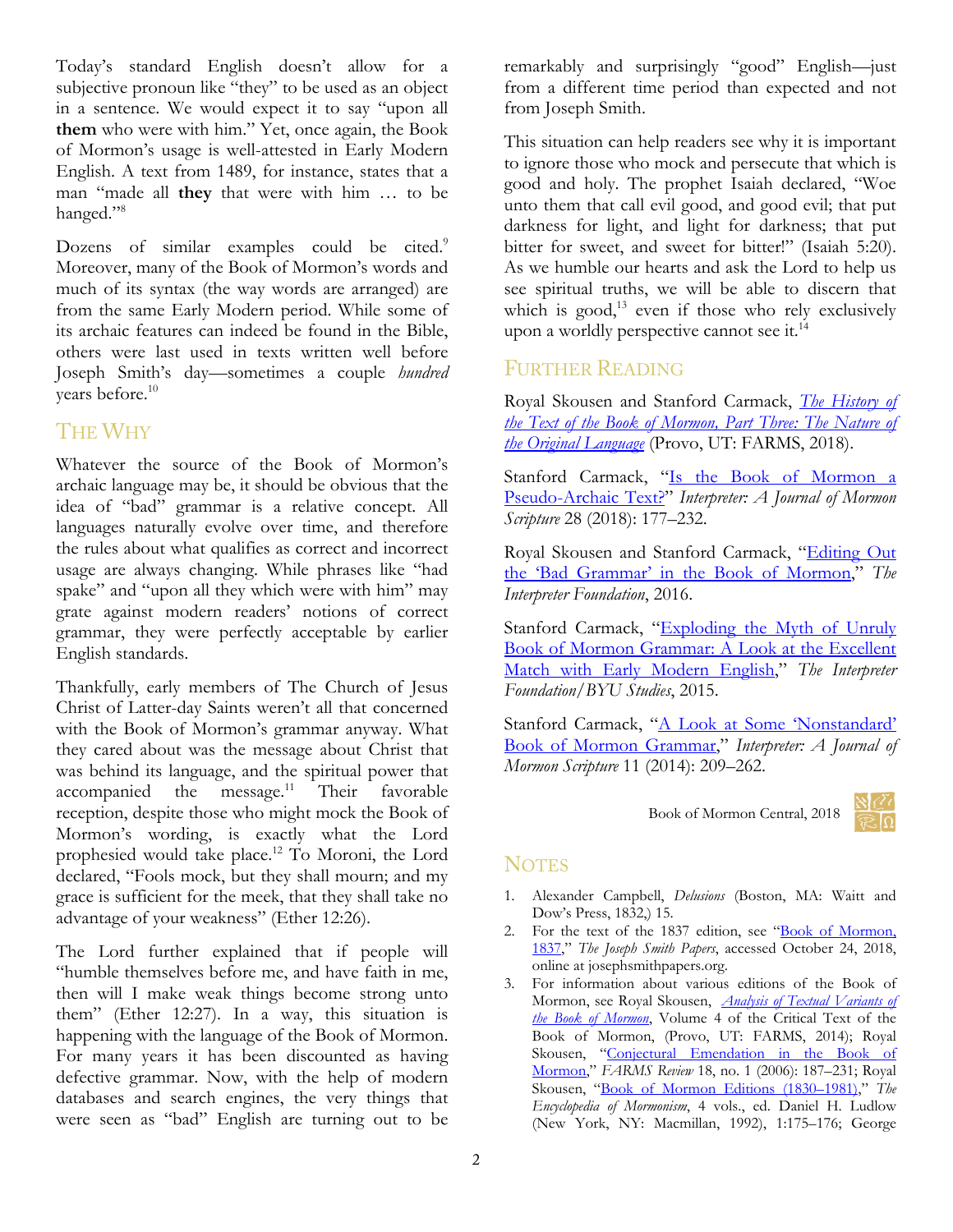Today's standard English doesn't allow for a subjective pronoun like "they" to be used as an object in a sentence. We would expect it to say "upon all **them** who were with him." Yet, once again, the Book of Mormon's usage is well-attested in Early Modern English. A text from 1489, for instance, states that a man "made all **they** that were with him … to be hanged."[8]

Dozens of similar examples could be cited.[9] Moreover, many of the Book of Mormon's words and much of its syntax (the way words are arranged) are from the same Early Modern period. While some of its archaic features can indeed be found in the Bible, others were last used in texts written well before Joseph Smith's day—sometimes a couple *hundred* years before.[10]

## The Why

Whatever the source of the Book of Mormon's archaic language may be, it should be obvious that the idea of "bad" grammar is a relative concept. All languages naturally evolve over time, and therefore the rules about what qualifies as correct and incorrect usage are always changing. While phrases like "had spake" and "upon all they which were with him" may grate against modern readers' notions of correct grammar, they were perfectly acceptable by earlier English standards.

Thankfully, early members of The Church of Jesus Christ of Latter-day Saints weren't all that concerned with the Book of Mormon's grammar anyway. What they cared about was the message about Christ that was behind its language, and the spiritual power that accompanied the message.[11] Their favorable reception, despite those who might mock the Book of Mormon's wording, is exactly what the Lord prophesied would take place.[12] To Moroni, the Lord declared, "Fools mock, but they shall mourn; and my grace is sufficient for the meek, that they shall take no advantage of your weakness" (Ether 12:26).

The Lord further explained that if people will "humble themselves before me, and have faith in me, then will I make weak things become strong unto them" (Ether 12:27). In a way, this situation is happening with the language of the Book of Mormon. For many years it has been discounted as having defective grammar. Now, with the help of modern databases and search engines, the very things that were seen as "bad" English are turning out to be remarkably and surprisingly "good" English—just from a different time period than expected and not from Joseph Smith.

This situation can help readers see why it is important to ignore those who mock and persecute that which is good and holy. The prophet Isaiah declared, "Woe unto them that call evil good, and good evil; that put darkness for light, and light for darkness; that put bitter for sweet, and sweet for bitter!" (Isaiah 5:20). As we humble our hearts and ask the Lord to help us see spiritual truths, we will be able to discern that which is good,[13] even if those who rely exclusively upon a worldly perspective cannot see it.[14]

## Further Reading

Royal Skousen and Stanford Carmack, *The History of the Text of the Book of Mormon, Part Three: The Nature of the Original Language* (Provo, UT: FARMS, 2018).

Stanford Carmack, "Is the Book of Mormon a Pseudo-Archaic Text?" *Interpreter: A Journal of Mormon Scripture* 28 (2018): 177–232.

Royal Skousen and Stanford Carmack, "Editing Out the 'Bad Grammar' in the Book of Mormon," *The Interpreter Foundation*, 2016.

Stanford Carmack, "Exploding the Myth of Unruly Book of Mormon Grammar: A Look at the Excellent Match with Early Modern English," *The Interpreter Foundation/BYU Studies*, 2015.

Stanford Carmack, "A Look at Some 'Nonstandard' Book of Mormon Grammar," *Interpreter: A Journal of Mormon Scripture* 11 (2014): 209–262.

Book of Mormon Central, 2018

## Notes

1. Alexander Campbell, *Delusions* (Boston, MA: Waitt and Dow's Press, 1832,) 15.
2. For the text of the 1837 edition, see "Book of Mormon, 1837," *The Joseph Smith Papers*, accessed October 24, 2018, online at josephsmithpapers.org.
3. For information about various editions of the Book of Mormon, see Royal Skousen, *Analysis of Textual Variants of the Book of Mormon*, Volume 4 of the Critical Text of the Book of Mormon, (Provo, UT: FARMS, 2014); Royal Skousen, "Conjectural Emendation in the Book of Mormon," *FARMS Review* 18, no. 1 (2006): 187–231; Royal Skousen, "Book of Mormon Editions (1830–1981)," *The Encyclopedia of Mormonism*, 4 vols., ed. Daniel H. Ludlow (New York, NY: Macmillan, 1992), 1:175–176; George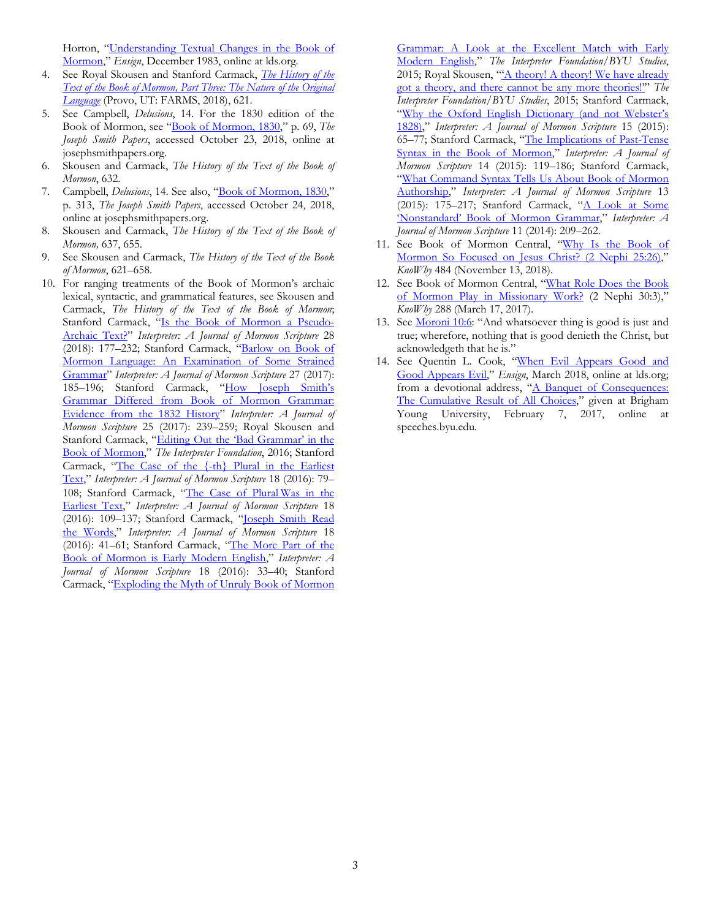Horton, "Understanding Textual Changes in the Book of Mormon," *Ensign*, December 1983, online at lds.org.

4. See Royal Skousen and Stanford Carmack, *The History of the Text of the Book of Mormon, Part Three: The Nature of the Original Language* (Provo, UT: FARMS, 2018), 621.
5. See Campbell, *Delusions*, 14. For the 1830 edition of the Book of Mormon, see "Book of Mormon, 1830," p. 69, *The Joseph Smith Papers*, accessed October 23, 2018, online at josephsmithpapers.org.
6. Skousen and Carmack, *The History of the Text of the Book of Mormon*, 632.
7. Campbell, *Delusions*, 14. See also, "Book of Mormon, 1830," p. 313, *The Joseph Smith Papers*, accessed October 24, 2018, online at josephsmithpapers.org.
8. Skousen and Carmack, *The History of the Text of the Book of Mormon,* 637, 655.
9. See Skousen and Carmack, *The History of the Text of the Book of Mormon*, 621–658.
10. For ranging treatments of the Book of Mormon's archaic lexical, syntactic, and grammatical features, see Skousen and Carmack, *The History of the Text of the Book of Mormon*; Stanford Carmack, "Is the Book of Mormon a Pseudo-Archaic Text?" *Interpreter: A Journal of Mormon Scripture* 28 (2018): 177–232; Stanford Carmack, "Barlow on Book of Mormon Language: An Examination of Some Strained Grammar" *Interpreter: A Journal of Mormon Scripture* 27 (2017): 185–196; Stanford Carmack, "How Joseph Smith's Grammar Differed from Book of Mormon Grammar: Evidence from the 1832 History" *Interpreter: A Journal of Mormon Scripture* 25 (2017): 239–259; Royal Skousen and Stanford Carmack, "Editing Out the 'Bad Grammar' in the Book of Mormon," *The Interpreter Foundation*, 2016; Stanford Carmack, "The Case of the {-th} Plural in the Earliest Text," *Interpreter: A Journal of Mormon Scripture* 18 (2016): 79–108; Stanford Carmack, "The Case of Plural Was in the Earliest Text," *Interpreter: A Journal of Mormon Scripture* 18 (2016): 109–137; Stanford Carmack, "Joseph Smith Read the Words," *Interpreter: A Journal of Mormon Scripture* 18 (2016): 41–61; Stanford Carmack, "The More Part of the Book of Mormon is Early Modern English," *Interpreter: A Journal of Mormon Scripture* 18 (2016): 33–40; Stanford Carmack, "Exploding the Myth of Unruly Book of Mormon Grammar: A Look at the Excellent Match with Early Modern English," *The Interpreter Foundation/BYU Studies*, 2015; Royal Skousen, "'A theory! A theory! We have already got a theory, and there cannot be any more theories!'" *The Interpreter Foundation/BYU Studies*, 2015; Stanford Carmack, "Why the Oxford English Dictionary (and not Webster's 1828)," *Interpreter: A Journal of Mormon Scripture* 15 (2015): 65–77; Stanford Carmack, "The Implications of Past-Tense Syntax in the Book of Mormon," *Interpreter: A Journal of Mormon Scripture* 14 (2015): 119–186; Stanford Carmack, "What Command Syntax Tells Us About Book of Mormon Authorship," *Interpreter: A Journal of Mormon Scripture* 13 (2015): 175–217; Stanford Carmack, "A Look at Some 'Nonstandard' Book of Mormon Grammar," *Interpreter: A Journal of Mormon Scripture* 11 (2014): 209–262.
11. See Book of Mormon Central, "Why Is the Book of Mormon So Focused on Jesus Christ? (2 Nephi 25:26)," *KnoWhy* 484 (November 13, 2018).
12. See Book of Mormon Central, "What Role Does the Book of Mormon Play in Missionary Work? (2 Nephi 30:3)," *KnoWhy* 288 (March 17, 2017).
13. See Moroni 10:6: "And whatsoever thing is good is just and true; wherefore, nothing that is good denieth the Christ, but acknowledgeth that he is."
14. See Quentin L. Cook, "When Evil Appears Good and Good Appears Evil," *Ensign*, March 2018, online at lds.org; from a devotional address, "A Banquet of Consequences: The Cumulative Result of All Choices," given at Brigham Young University, February 7, 2017, online at speeches.byu.edu.